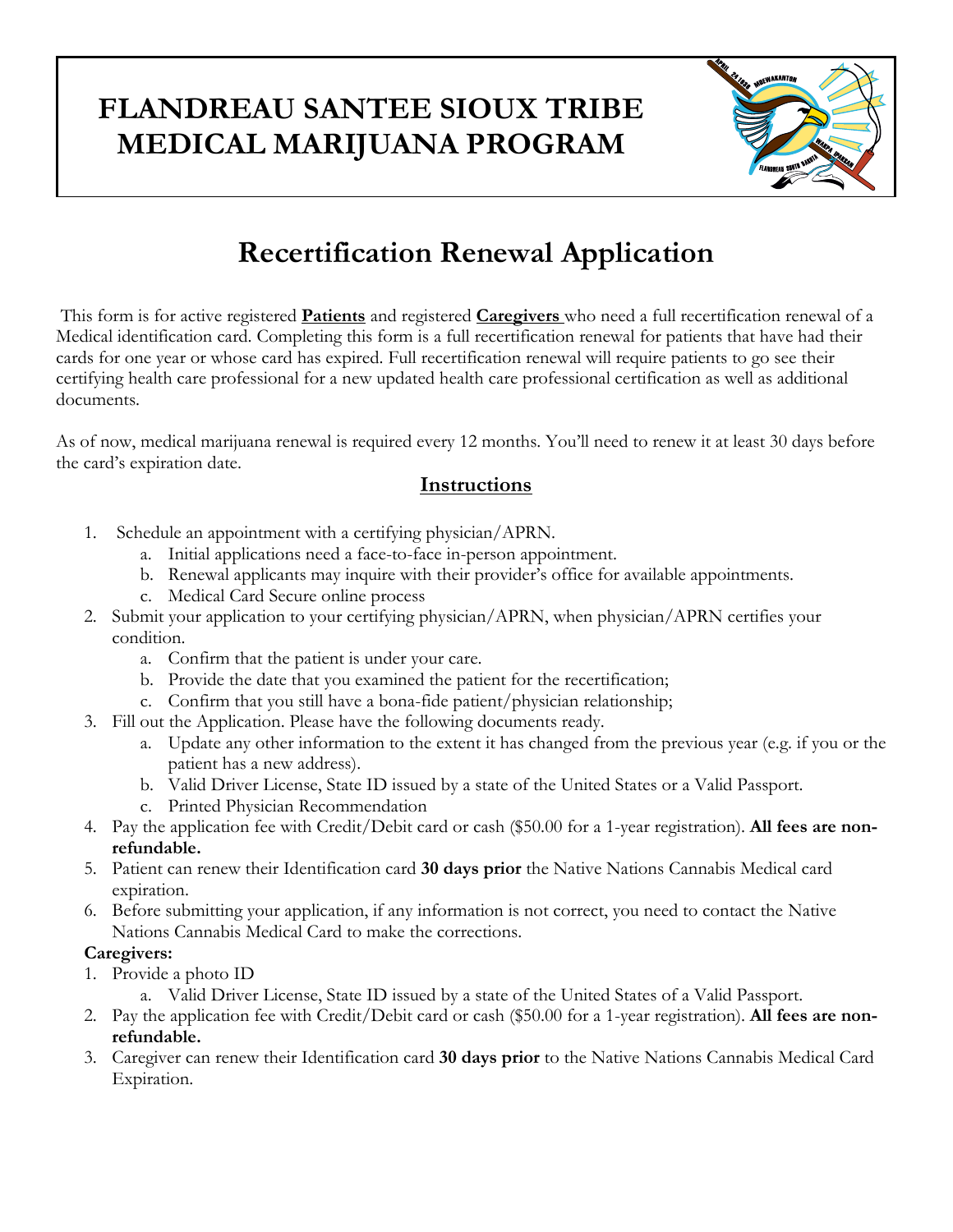# FLANDREAU SANTEE SIOUX TRIBE MEDICAL MARIJUANA PROGRAM

## Recertification Renewal Application

This form is for active registered **Patients** and registered **Caregivers** who need a full recertification renewal of a Medical identification card. Completing this form is a full recertification renewal for patients that have had their cards for one year or whose card has expired. Full recertification renewal will require patients to go see their certifying health care professional for a new updated health care professional certification as well as additional documents.

As of now, medical marijuana renewal is required every 12 months. You'll need to renew it at least 30 days before the card's expiration date.

### Instructions

1. Schedule an appointment with a certifying physician/APRN.
   a. Initial applications need a face-to-face in-person appointment.
   b. Renewal applicants may inquire with their provider's office for available appointments.
   c. Medical Card Secure online process
2. Submit your application to your certifying physician/APRN, when physician/APRN certifies your condition.
   a. Confirm that the patient is under your care.
   b. Provide the date that you examined the patient for the recertification;
   c. Confirm that you still have a bona-fide patient/physician relationship;
3. Fill out the Application. Please have the following documents ready.
   a. Update any other information to the extent it has changed from the previous year (e.g. if you or the patient has a new address).
   b. Valid Driver License, State ID issued by a state of the United States or a Valid Passport.
   c. Printed Physician Recommendation
4. Pay the application fee with Credit/Debit card or cash ($50.00 for a 1-year registration). **All fees are non-refundable.**
5. Patient can renew their Identification card **30 days prior** the Native Nations Cannabis Medical card expiration.
6. Before submitting your application, if any information is not correct, you need to contact the Native Nations Cannabis Medical Card to make the corrections.

**Caregivers:**

1. Provide a photo ID
   a. Valid Driver License, State ID issued by a state of the United States of a Valid Passport.
2. Pay the application fee with Credit/Debit card or cash ($50.00 for a 1-year registration). **All fees are non-refundable.**
3. Caregiver can renew their Identification card **30 days prior** to the Native Nations Cannabis Medical Card Expiration.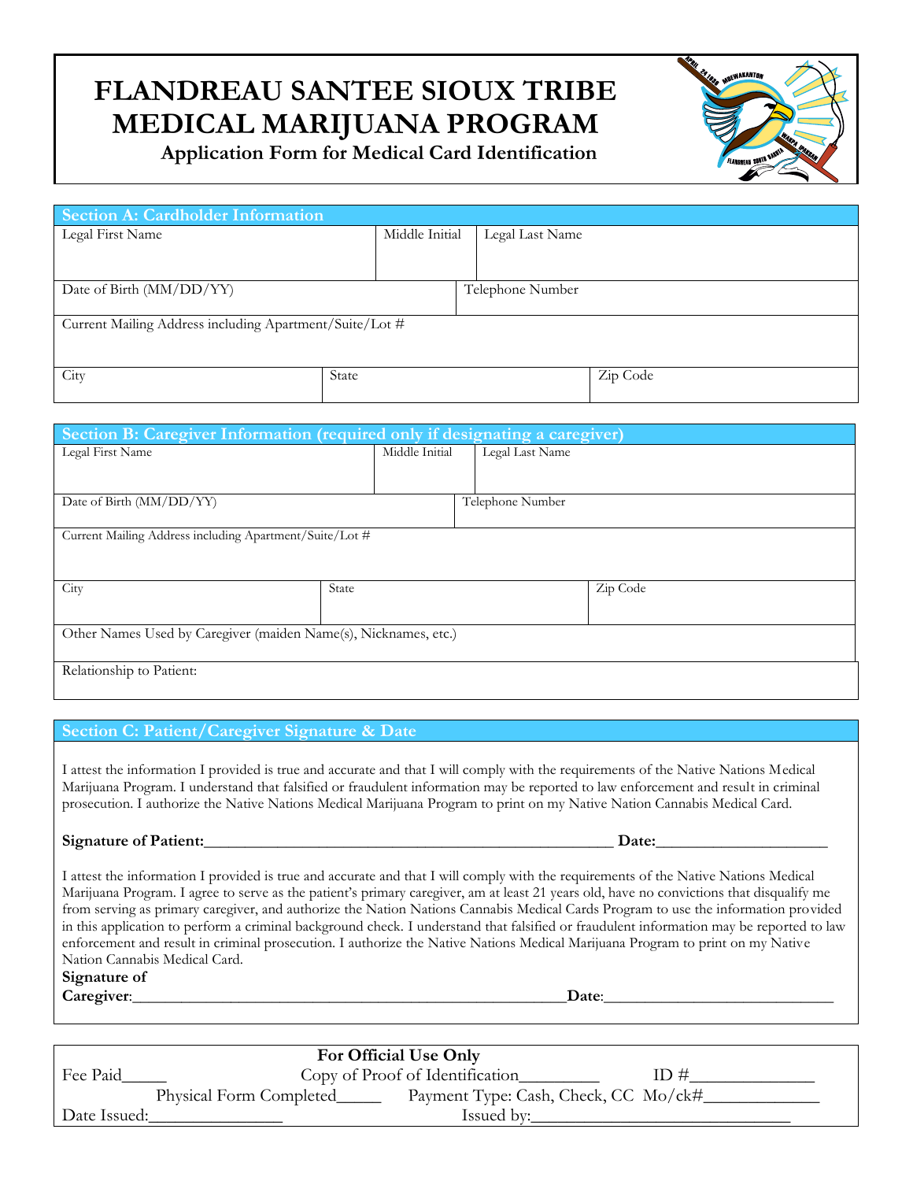# FLANDREAU SANTEE SIOUX TRIBE MEDICAL MARIJUANA PROGRAM

**Application Form for Medical Card Identification**

## Section A: Cardholder Information

| Legal First Name | Middle Initial | Legal Last Name |
|---|---|---|
| | | |

| Date of Birth (MM/DD/YY) | Telephone Number |
|---|---|
| | |

| Current Mailing Address including Apartment/Suite/Lot # |
|---|
| |

| City | State | Zip Code |
|---|---|---|
| | | |

## Section B: Caregiver Information (required only if designating a caregiver)

| Legal First Name | Middle Initial | Legal Last Name |
|---|---|---|
| | | |

| Date of Birth (MM/DD/YY) | Telephone Number |
|---|---|
| | |

| Current Mailing Address including Apartment/Suite/Lot # |
|---|
| |

| City | State | Zip Code |
|---|---|---|
| | | |

| Other Names Used by Caregiver (maiden Name(s), Nicknames, etc.) |
|---|
| |

| Relationship to Patient: |
|---|
| |

## Section C: Patient/Caregiver Signature & Date

I attest the information I provided is true and accurate and that I will comply with the requirements of the Native Nations Medical Marijuana Program. I understand that falsified or fraudulent information may be reported to law enforcement and result in criminal prosecution. I authorize the Native Nations Medical Marijuana Program to print on my Native Nation Cannabis Medical Card.

**Signature of Patient:**_____________________________________________________ **Date:**_____________________

I attest the information I provided is true and accurate and that I will comply with the requirements of the Native Nations Medical Marijuana Program. I agree to serve as the patient's primary caregiver, am at least 21 years old, have no convictions that disqualify me from serving as primary caregiver, and authorize the Nation Nations Cannabis Medical Cards Program to use the information provided in this application to perform a criminal background check. I understand that falsified or fraudulent information may be reported to law enforcement and result in criminal prosecution. I authorize the Native Nations Medical Marijuana Program to print on my Native Nation Cannabis Medical Card.

**Signature of Caregiver**:_______________________________________________________**Date**:____________________________

**For Official Use Only**

Fee Paid_____ Copy of Proof of Identification_________ ID #______________

Physical Form Completed_____ Payment Type: Cash, Check, CC Mo/ck#_____________

Date Issued:_______________ Issued by:______________________________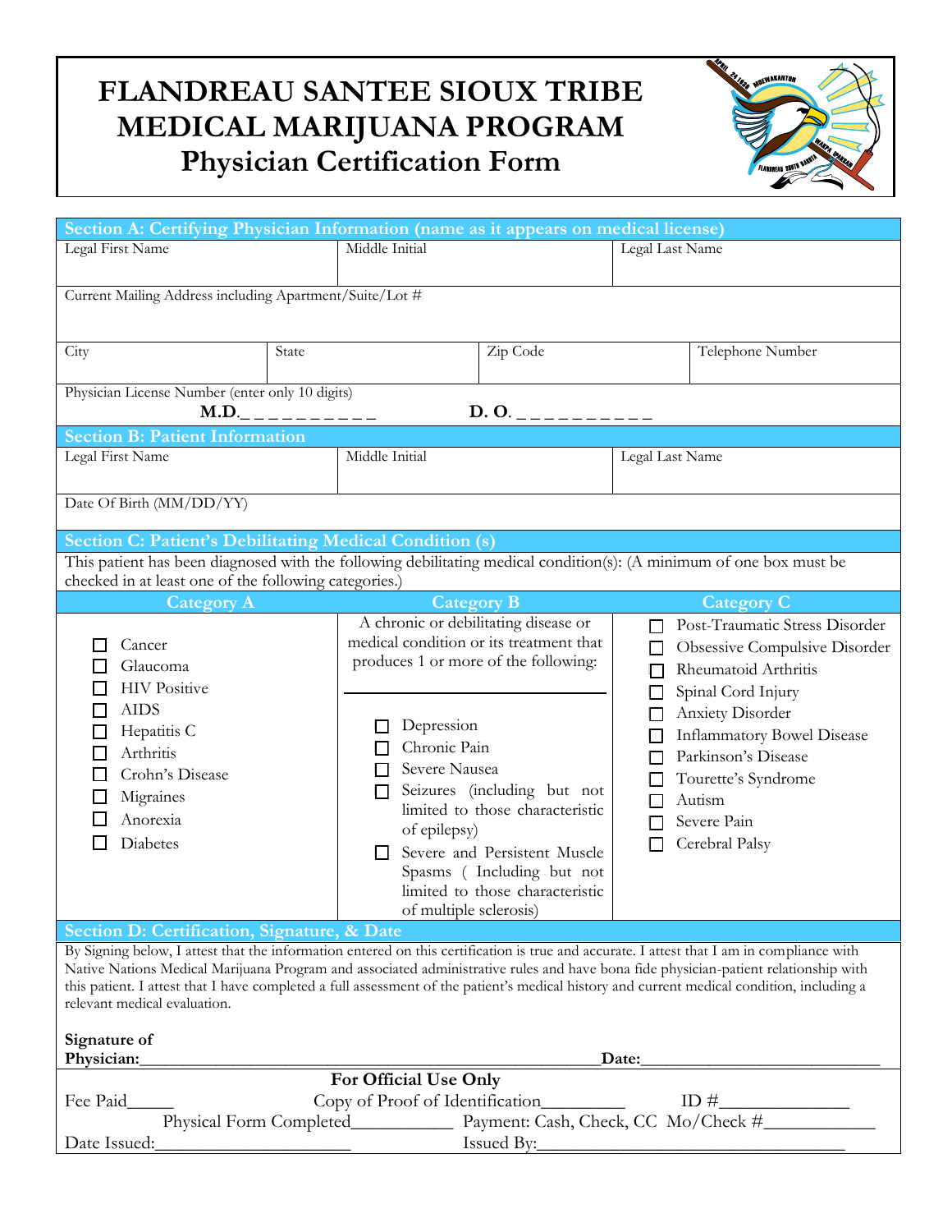# FLANDREAU SANTEE SIOUX TRIBE MEDICAL MARIJUANA PROGRAM

## Physician Certification Form

**Section A: Certifying Physician Information (name as it appears on medical license)**

| Legal First Name | Middle Initial | Legal Last Name |
|---|---|---|
| | | |

Current Mailing Address including Apartment/Suite/Lot #

| City | State | Zip Code | Telephone Number |
|---|---|---|---|
| | | | |

Physician License Number (enter only 10 digits)

**M.D.**_ _ _ _ _ _ _ _ _ _ **D. O.** _ _ _ _ _ _ _ _ _ _

**Section B: Patient Information**

| Legal First Name | Middle Initial | Legal Last Name |
|---|---|---|
| | | |

Date Of Birth (MM/DD/YY)

**Section C: Patient's Debilitating Medical Condition (s)**

This patient has been diagnosed with the following debilitating medical condition(s): (A minimum of one box must be checked in at least one of the following categories.)

| Category A | Category B | Category C |
|---|---|---|
| ☐ Cancer<br>☐ Glaucoma<br>☐ HIV Positive<br>☐ AIDS<br>☐ Hepatitis C<br>☐ Arthritis<br>☐ Crohn's Disease<br>☐ Migraines<br>☐ Anorexia<br>☐ Diabetes | A chronic or debilitating disease or medical condition or its treatment that produces 1 or more of the following:<br><br>☐ Depression<br>☐ Chronic Pain<br>☐ Severe Nausea<br>☐ Seizures (including but not limited to those characteristic of epilepsy)<br>☐ Severe and Persistent Muscle Spasms ( Including but not limited to those characteristic of multiple sclerosis) | ☐ Post-Traumatic Stress Disorder<br>☐ Obsessive Compulsive Disorder<br>☐ Rheumatoid Arthritis<br>☐ Spinal Cord Injury<br>☐ Anxiety Disorder<br>☐ Inflammatory Bowel Disease<br>☐ Parkinson's Disease<br>☐ Tourette's Syndrome<br>☐ Autism<br>☐ Severe Pain<br>☐ Cerebral Palsy |

**Section D: Certification, Signature, & Date**

By Signing below, I attest that the information entered on this certification is true and accurate. I attest that I am in compliance with Native Nations Medical Marijuana Program and associated administrative rules and have bona fide physician-patient relationship with this patient. I attest that I have completed a full assessment of the patient's medical history and current medical condition, including a relevant medical evaluation.

**Signature of Physician:**___________________________________________________**Date:**___________________________

**For Official Use Only**

Fee Paid_____ Copy of Proof of Identification_________ ID #______________

Physical Form Completed___________ Payment: Cash, Check, CC Mo/Check #____________

Date Issued:______________________ Issued By:___________________________________